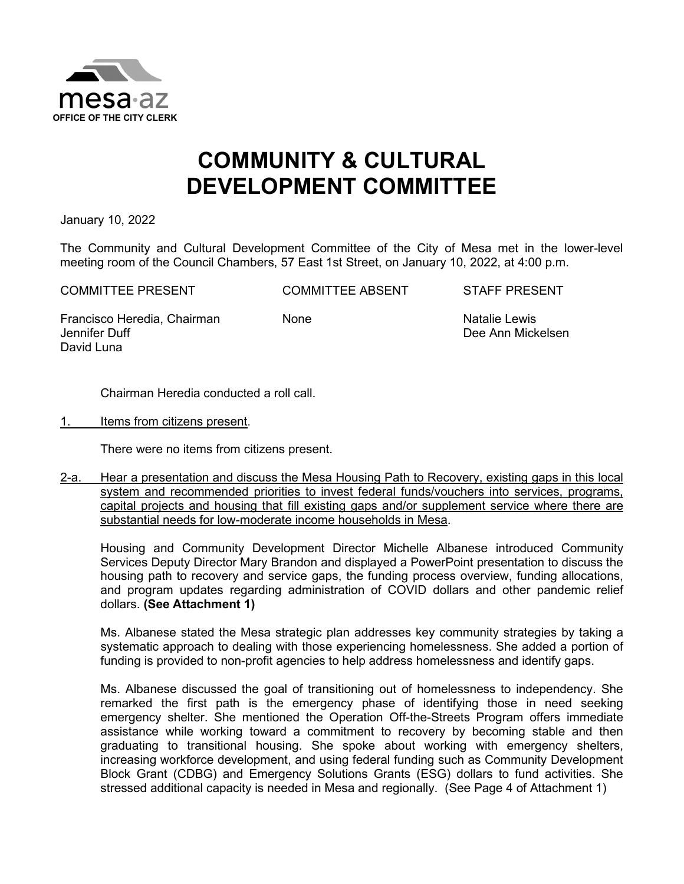mesa·az
OFFICE OF THE CITY CLERK

# COMMUNITY & CULTURAL DEVELOPMENT COMMITTEE

January 10, 2022

The Community and Cultural Development Committee of the City of Mesa met in the lower-level meeting room of the Council Chambers, 57 East 1st Street, on January 10, 2022, at 4:00 p.m.

| COMMITTEE PRESENT | COMMITTEE ABSENT | STAFF PRESENT |
| --- | --- | --- |
| Francisco Heredia, Chairman | None | Natalie Lewis |
| Jennifer Duff | | Dee Ann Mickelsen |
| David Luna | | |

Chairman Heredia conducted a roll call.

1. Items from citizens present.

There were no items from citizens present.

2-a. Hear a presentation and discuss the Mesa Housing Path to Recovery, existing gaps in this local system and recommended priorities to invest federal funds/vouchers into services, programs, capital projects and housing that fill existing gaps and/or supplement service where there are substantial needs for low-moderate income households in Mesa.

Housing and Community Development Director Michelle Albanese introduced Community Services Deputy Director Mary Brandon and displayed a PowerPoint presentation to discuss the housing path to recovery and service gaps, the funding process overview, funding allocations, and program updates regarding administration of COVID dollars and other pandemic relief dollars. **(See Attachment 1)**

Ms. Albanese stated the Mesa strategic plan addresses key community strategies by taking a systematic approach to dealing with those experiencing homelessness. She added a portion of funding is provided to non-profit agencies to help address homelessness and identify gaps.

Ms. Albanese discussed the goal of transitioning out of homelessness to independency. She remarked the first path is the emergency phase of identifying those in need seeking emergency shelter. She mentioned the Operation Off-the-Streets Program offers immediate assistance while working toward a commitment to recovery by becoming stable and then graduating to transitional housing. She spoke about working with emergency shelters, increasing workforce development, and using federal funding such as Community Development Block Grant (CDBG) and Emergency Solutions Grants (ESG) dollars to fund activities. She stressed additional capacity is needed in Mesa and regionally. (See Page 4 of Attachment 1)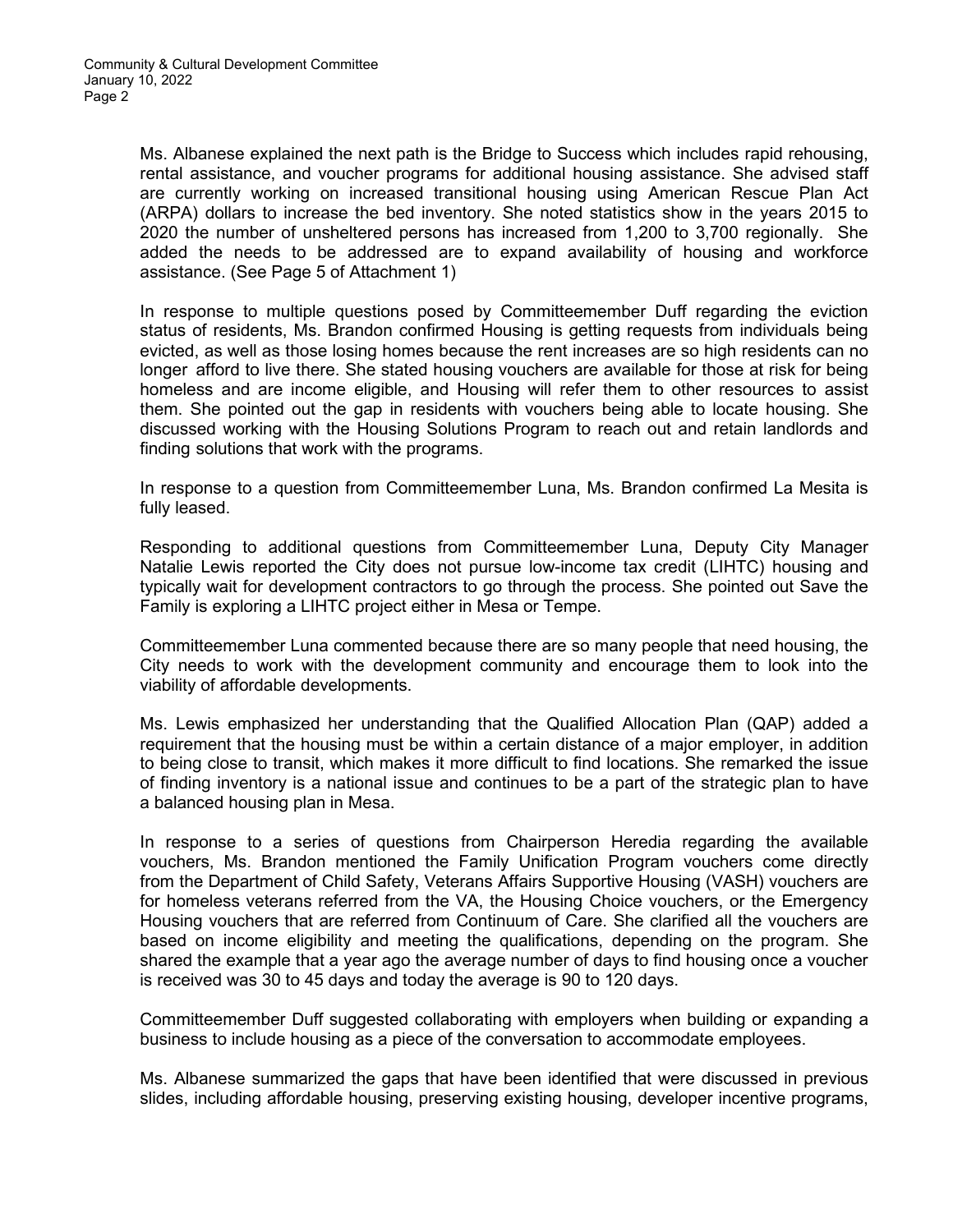Ms. Albanese explained the next path is the Bridge to Success which includes rapid rehousing, rental assistance, and voucher programs for additional housing assistance. She advised staff are currently working on increased transitional housing using American Rescue Plan Act (ARPA) dollars to increase the bed inventory. She noted statistics show in the years 2015 to 2020 the number of unsheltered persons has increased from 1,200 to 3,700 regionally. She added the needs to be addressed are to expand availability of housing and workforce assistance. (See Page 5 of Attachment 1)

In response to multiple questions posed by Committeemember Duff regarding the eviction status of residents, Ms. Brandon confirmed Housing is getting requests from individuals being evicted, as well as those losing homes because the rent increases are so high residents can no longer afford to live there. She stated housing vouchers are available for those at risk for being homeless and are income eligible, and Housing will refer them to other resources to assist them. She pointed out the gap in residents with vouchers being able to locate housing. She discussed working with the Housing Solutions Program to reach out and retain landlords and finding solutions that work with the programs.

In response to a question from Committeemember Luna, Ms. Brandon confirmed La Mesita is fully leased.

Responding to additional questions from Committeemember Luna, Deputy City Manager Natalie Lewis reported the City does not pursue low-income tax credit (LIHTC) housing and typically wait for development contractors to go through the process. She pointed out Save the Family is exploring a LIHTC project either in Mesa or Tempe.

Committeemember Luna commented because there are so many people that need housing, the City needs to work with the development community and encourage them to look into the viability of affordable developments.

Ms. Lewis emphasized her understanding that the Qualified Allocation Plan (QAP) added a requirement that the housing must be within a certain distance of a major employer, in addition to being close to transit, which makes it more difficult to find locations. She remarked the issue of finding inventory is a national issue and continues to be a part of the strategic plan to have a balanced housing plan in Mesa.

In response to a series of questions from Chairperson Heredia regarding the available vouchers, Ms. Brandon mentioned the Family Unification Program vouchers come directly from the Department of Child Safety, Veterans Affairs Supportive Housing (VASH) vouchers are for homeless veterans referred from the VA, the Housing Choice vouchers, or the Emergency Housing vouchers that are referred from Continuum of Care. She clarified all the vouchers are based on income eligibility and meeting the qualifications, depending on the program. She shared the example that a year ago the average number of days to find housing once a voucher is received was 30 to 45 days and today the average is 90 to 120 days.

Committeemember Duff suggested collaborating with employers when building or expanding a business to include housing as a piece of the conversation to accommodate employees.

Ms. Albanese summarized the gaps that have been identified that were discussed in previous slides, including affordable housing, preserving existing housing, developer incentive programs,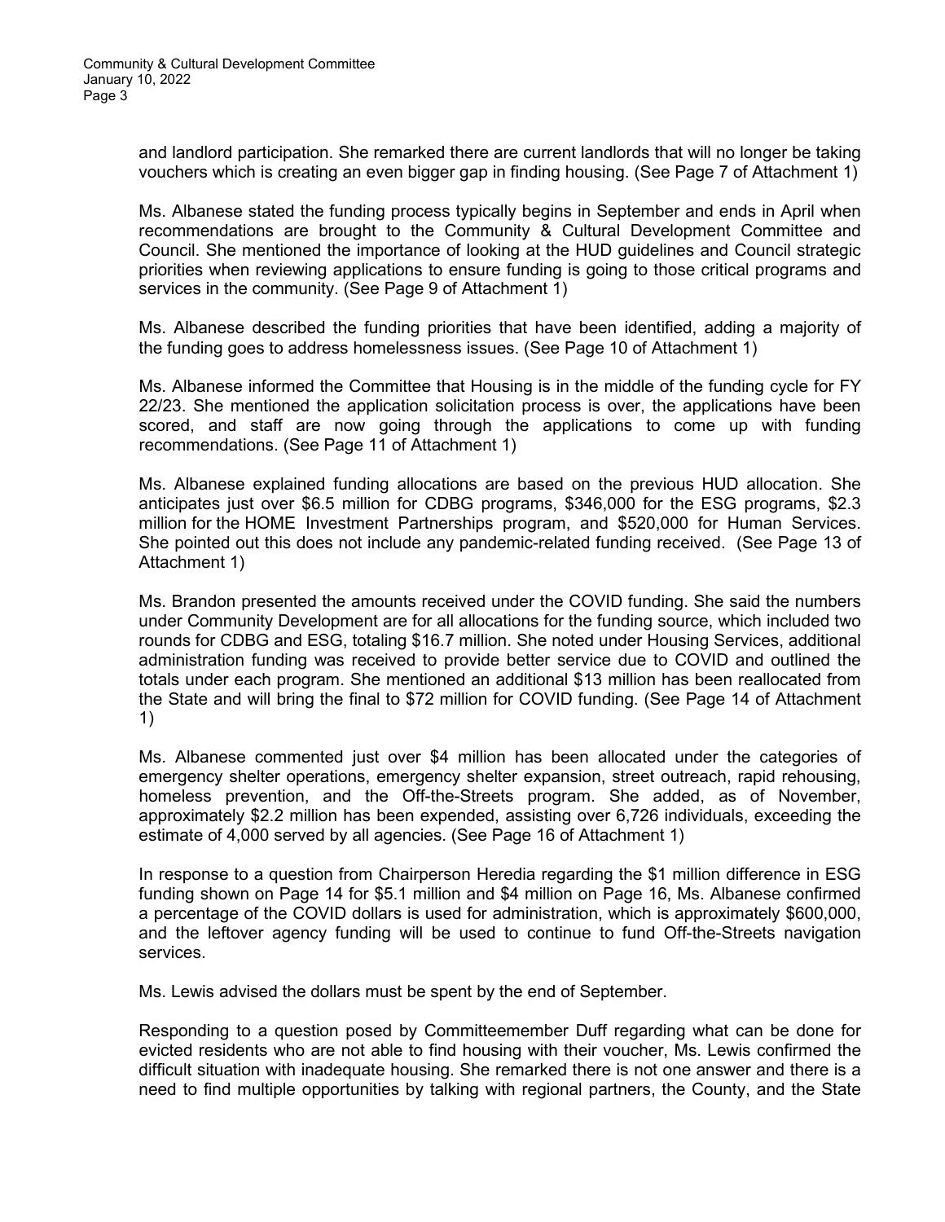and landlord participation. She remarked there are current landlords that will no longer be taking vouchers which is creating an even bigger gap in finding housing. (See Page 7 of Attachment 1)

Ms. Albanese stated the funding process typically begins in September and ends in April when recommendations are brought to the Community & Cultural Development Committee and Council. She mentioned the importance of looking at the HUD guidelines and Council strategic priorities when reviewing applications to ensure funding is going to those critical programs and services in the community. (See Page 9 of Attachment 1)

Ms. Albanese described the funding priorities that have been identified, adding a majority of the funding goes to address homelessness issues. (See Page 10 of Attachment 1)

Ms. Albanese informed the Committee that Housing is in the middle of the funding cycle for FY 22/23. She mentioned the application solicitation process is over, the applications have been scored, and staff are now going through the applications to come up with funding recommendations. (See Page 11 of Attachment 1)

Ms. Albanese explained funding allocations are based on the previous HUD allocation. She anticipates just over $6.5 million for CDBG programs, $346,000 for the ESG programs, $2.3 million for the HOME Investment Partnerships program, and $520,000 for Human Services. She pointed out this does not include any pandemic-related funding received. (See Page 13 of Attachment 1)

Ms. Brandon presented the amounts received under the COVID funding. She said the numbers under Community Development are for all allocations for the funding source, which included two rounds for CDBG and ESG, totaling $16.7 million. She noted under Housing Services, additional administration funding was received to provide better service due to COVID and outlined the totals under each program. She mentioned an additional $13 million has been reallocated from the State and will bring the final to $72 million for COVID funding. (See Page 14 of Attachment 1)

Ms. Albanese commented just over $4 million has been allocated under the categories of emergency shelter operations, emergency shelter expansion, street outreach, rapid rehousing, homeless prevention, and the Off-the-Streets program. She added, as of November, approximately $2.2 million has been expended, assisting over 6,726 individuals, exceeding the estimate of 4,000 served by all agencies. (See Page 16 of Attachment 1)

In response to a question from Chairperson Heredia regarding the $1 million difference in ESG funding shown on Page 14 for $5.1 million and $4 million on Page 16, Ms. Albanese confirmed a percentage of the COVID dollars is used for administration, which is approximately $600,000, and the leftover agency funding will be used to continue to fund Off-the-Streets navigation services.

Ms. Lewis advised the dollars must be spent by the end of September.

Responding to a question posed by Committeemember Duff regarding what can be done for evicted residents who are not able to find housing with their voucher, Ms. Lewis confirmed the difficult situation with inadequate housing. She remarked there is not one answer and there is a need to find multiple opportunities by talking with regional partners, the County, and the State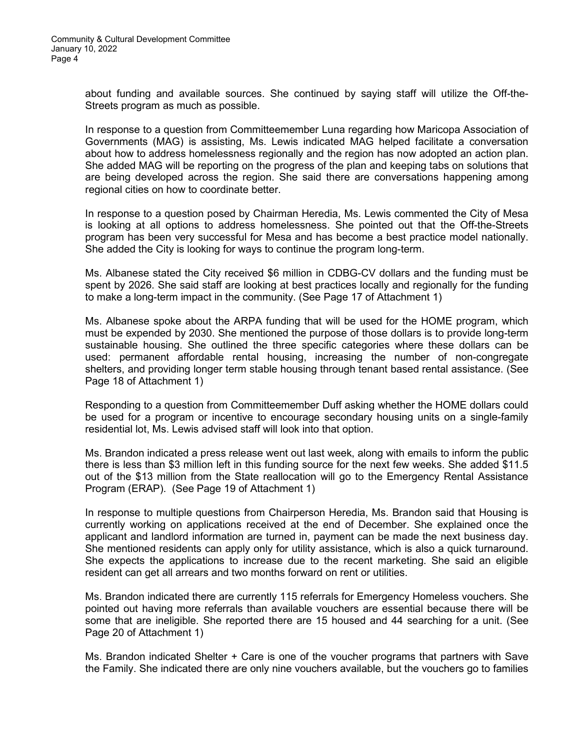about funding and available sources. She continued by saying staff will utilize the Off-the-Streets program as much as possible.

In response to a question from Committeemember Luna regarding how Maricopa Association of Governments (MAG) is assisting, Ms. Lewis indicated MAG helped facilitate a conversation about how to address homelessness regionally and the region has now adopted an action plan. She added MAG will be reporting on the progress of the plan and keeping tabs on solutions that are being developed across the region. She said there are conversations happening among regional cities on how to coordinate better.

In response to a question posed by Chairman Heredia, Ms. Lewis commented the City of Mesa is looking at all options to address homelessness. She pointed out that the Off-the-Streets program has been very successful for Mesa and has become a best practice model nationally. She added the City is looking for ways to continue the program long-term.

Ms. Albanese stated the City received $6 million in CDBG-CV dollars and the funding must be spent by 2026. She said staff are looking at best practices locally and regionally for the funding to make a long-term impact in the community. (See Page 17 of Attachment 1)

Ms. Albanese spoke about the ARPA funding that will be used for the HOME program, which must be expended by 2030. She mentioned the purpose of those dollars is to provide long-term sustainable housing. She outlined the three specific categories where these dollars can be used: permanent affordable rental housing, increasing the number of non-congregate shelters, and providing longer term stable housing through tenant based rental assistance. (See Page 18 of Attachment 1)

Responding to a question from Committeemember Duff asking whether the HOME dollars could be used for a program or incentive to encourage secondary housing units on a single-family residential lot, Ms. Lewis advised staff will look into that option.

Ms. Brandon indicated a press release went out last week, along with emails to inform the public there is less than $3 million left in this funding source for the next few weeks. She added $11.5 out of the $13 million from the State reallocation will go to the Emergency Rental Assistance Program (ERAP). (See Page 19 of Attachment 1)

In response to multiple questions from Chairperson Heredia, Ms. Brandon said that Housing is currently working on applications received at the end of December. She explained once the applicant and landlord information are turned in, payment can be made the next business day. She mentioned residents can apply only for utility assistance, which is also a quick turnaround. She expects the applications to increase due to the recent marketing. She said an eligible resident can get all arrears and two months forward on rent or utilities.

Ms. Brandon indicated there are currently 115 referrals for Emergency Homeless vouchers. She pointed out having more referrals than available vouchers are essential because there will be some that are ineligible. She reported there are 15 housed and 44 searching for a unit. (See Page 20 of Attachment 1)

Ms. Brandon indicated Shelter + Care is one of the voucher programs that partners with Save the Family. She indicated there are only nine vouchers available, but the vouchers go to families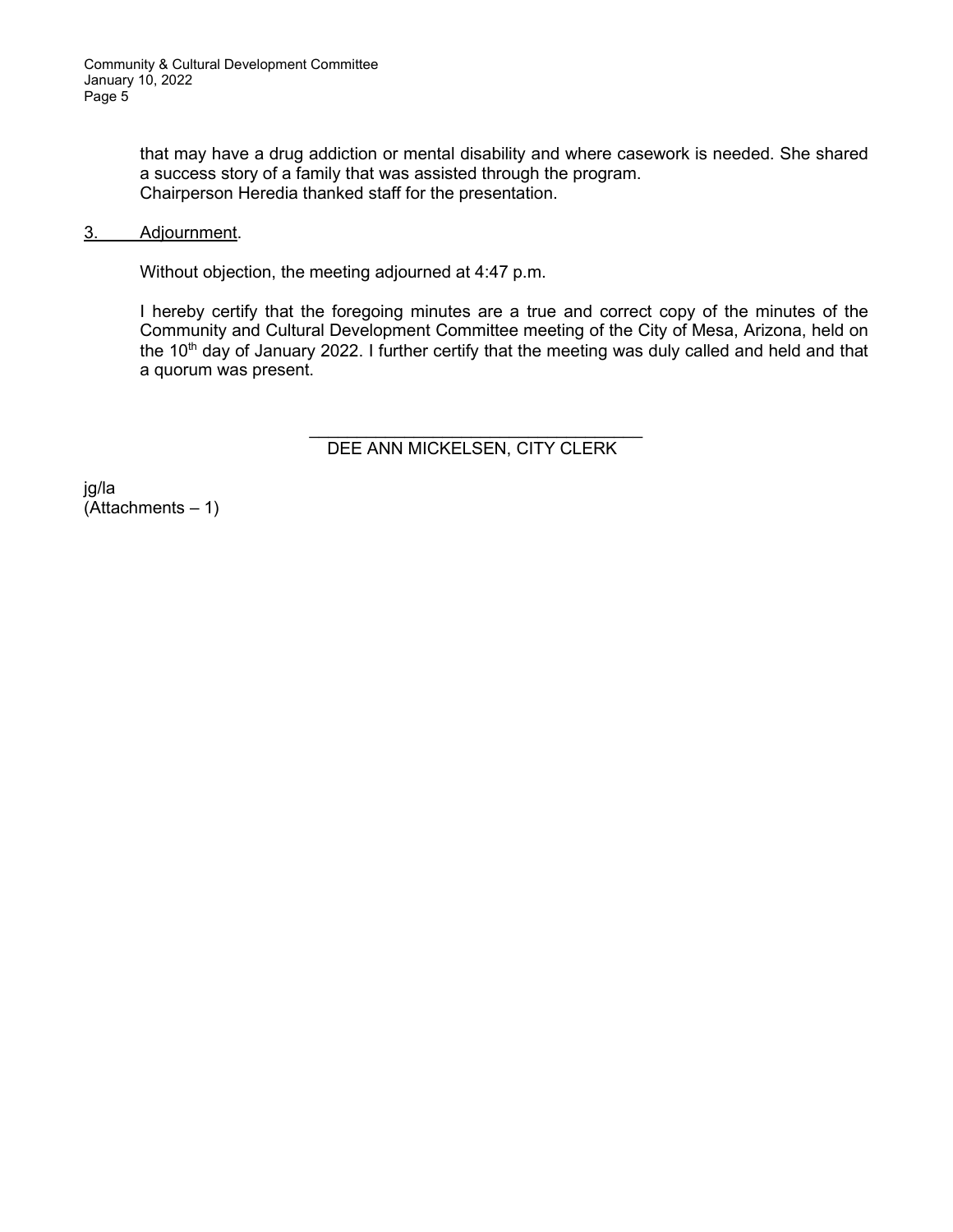that may have a drug addiction or mental disability and where casework is needed. She shared a success story of a family that was assisted through the program.

Chairperson Heredia thanked staff for the presentation.

3. Adjournment.

Without objection, the meeting adjourned at 4:47 p.m.

I hereby certify that the foregoing minutes are a true and correct copy of the minutes of the Community and Cultural Development Committee meeting of the City of Mesa, Arizona, held on the 10th day of January 2022. I further certify that the meeting was duly called and held and that a quorum was present.

\_\_\_\_\_\_\_\_\_\_\_\_\_\_\_\_\_\_\_\_\_\_\_\_\_\_\_\_\_\_\_\_\_\_\_\_

DEE ANN MICKELSEN, CITY CLERK

jg/la

(Attachments – 1)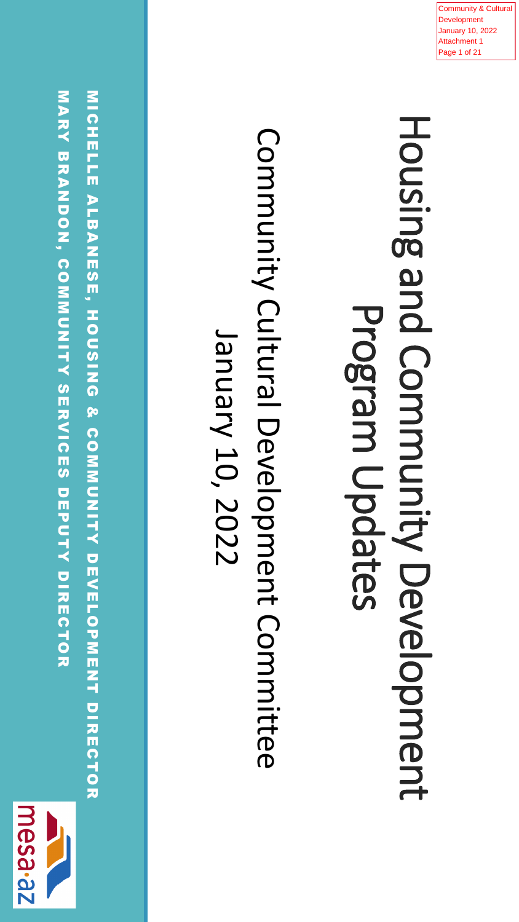Community & Cultural Development
January 10, 2022
Attachment 1

# Housing and Community Development Program Updates

## Community Cultural Development Committee

January 10, 2022

MICHELLE ALBANESE, HOUSING & COMMUNITY DEVELOPMENT DIRECTOR

MARY BRANDON, COMMUNITY SERVICES DEPUTY DIRECTOR

mesa·az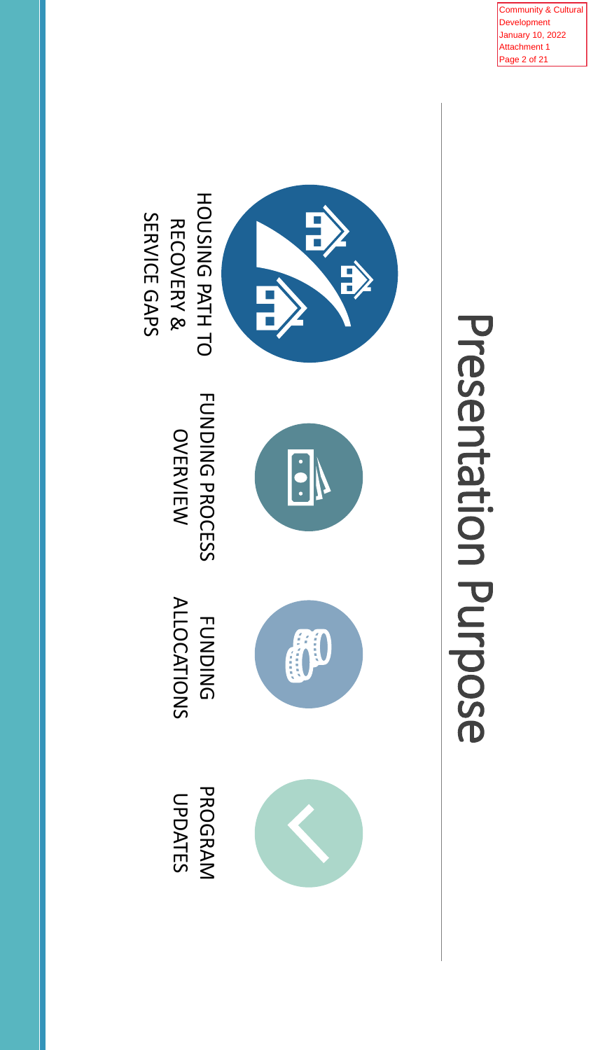# Presentation Purpose

- HOUSING PATH TO RECOVERY & SERVICE GAPS
- FUNDING PROCESS OVERVIEW
- FUNDING ALLOCATIONS
- PROGRAM UPDATES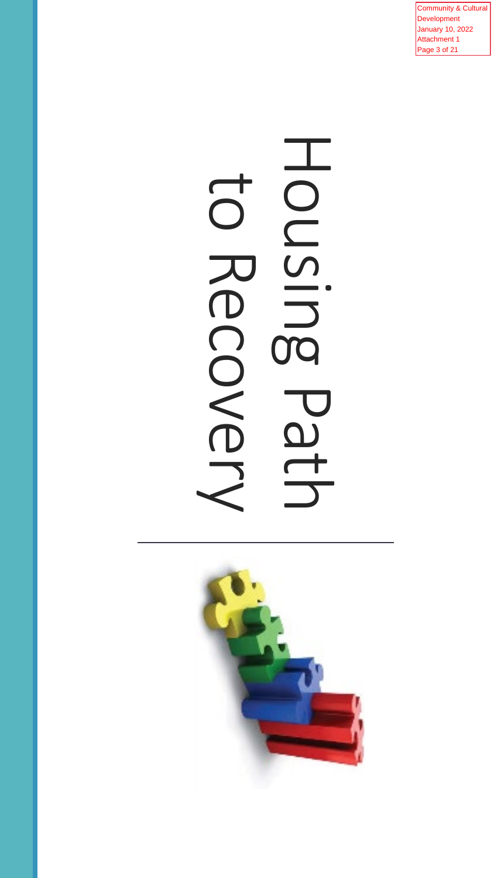# Housing Path to Recovery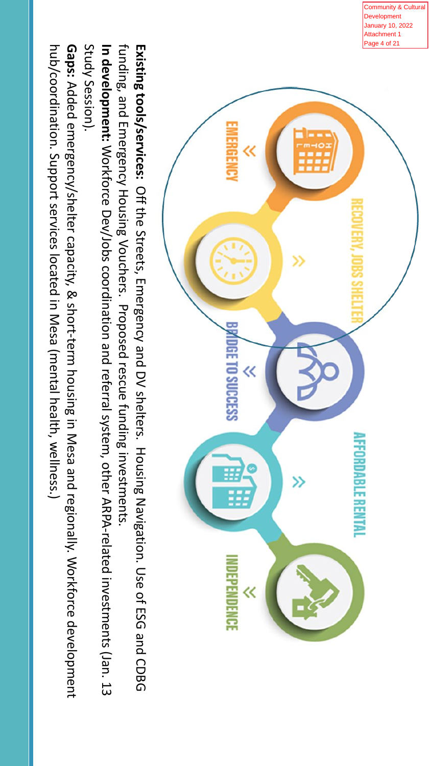Community & Cultural Development
January 10, 2022
Attachment 1

EMERGENCY « RECOVERY, JOBS SHELTER » BRIDGE TO SUCCESS « AFFORDABLE RENTAL » INDEPENDENCE «

**Existing tools/services:** Off the Streets, Emergency and DV shelters. Housing Navigation. Use of ESG and CDBG funding, and Emergency Housing Vouchers. Proposed rescue funding investments.

**In development:** Workforce Dev/Jobs coordination and referral system, other ARPA-related investments (Jan. 13 Study Session).

**Gaps:** Added emergency/shelter capacity, & short-term housing in Mesa and regionally. Workforce development hub/coordination. Support services located in Mesa (mental health, wellness.)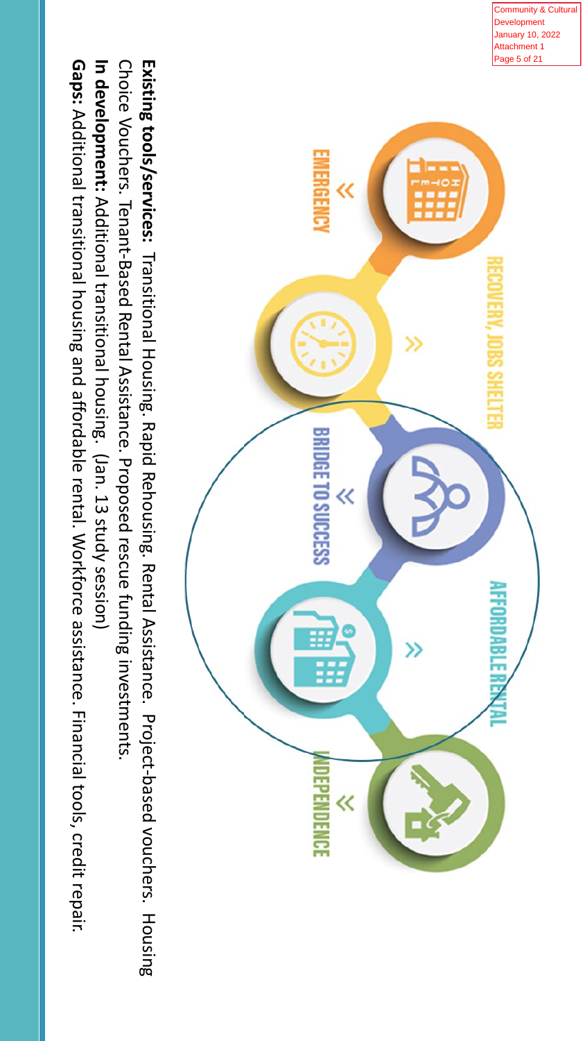EMERGENCY

RECOVERY, JOBS SHELTER

BRIDGE TO SUCCESS

AFFORDABLE RENTAL

INDEPENDENCE

**Existing tools/services:** Transitional Housing. Rapid Rehousing. Rental Assistance. Project-based vouchers. Housing Choice Vouchers. Tenant-Based Rental Assistance. Proposed rescue funding investments.

**In development:** Additional transitional housing. (Jan. 13 study session)

**Gaps:** Additional transitional housing and affordable rental. Workforce assistance. Financial tools, credit repair.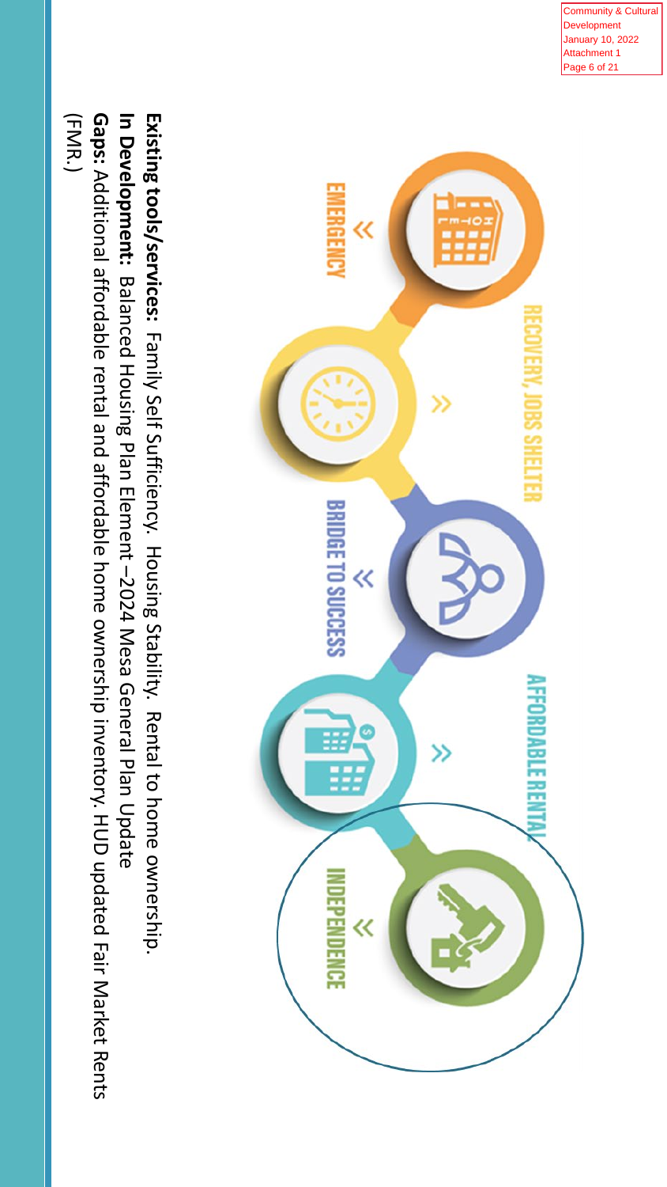EMERGENCY

RECOVERY, JOBS SHELTER

BRIDGE TO SUCCESS

AFFORDABLE RENTAL

INDEPENDENCE

**Existing tools/services:** Family Self Sufficiency. Housing Stability. Rental to home ownership.

**In Development:** Balanced Housing Plan Element –2024 Mesa General Plan Update

**Gaps:** Additional affordable rental and affordable home ownership inventory. HUD updated Fair Market Rents (FMR.)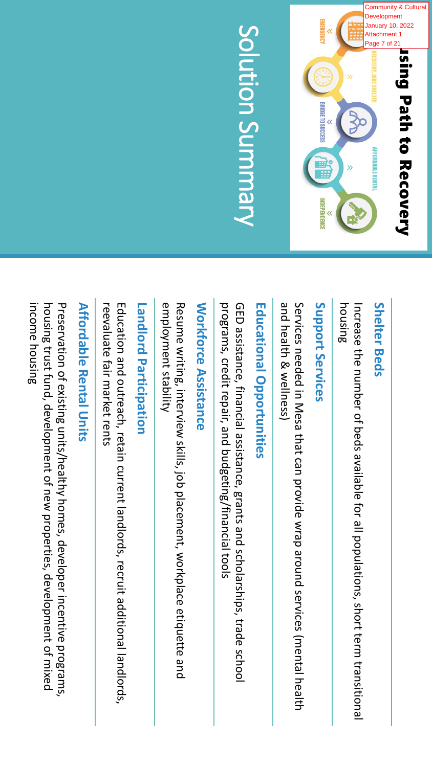# Solution Summary

## Housing Path to Recovery

EMERGENCY » RECOVERY, JOBS SHELTER » BRIDGE TO SUCCESS » AFFORDABLE RENTAL » INDEPENDENCE

### Shelter Beds

Increase the number of beds available for all populations, short term transitional housing

### Support Services

Services needed in Mesa that can provide wrap around services (mental health and health & wellness)

### Educational Opportunities

GED assistance, financial assistance, grants and scholarships, trade school programs, credit repair, and budgeting/financial tools

### Workforce Assistance

Resume writing, interview skills, job placement, workplace etiquette and employment stability

### Landlord Participation

Education and outreach, retain current landlords, recruit additional landlords, reevaluate fair market rents

### Affordable Rental Units

Preservation of existing units/healthy homes, developer incentive programs, housing trust fund, development of new properties, development of mixed income housing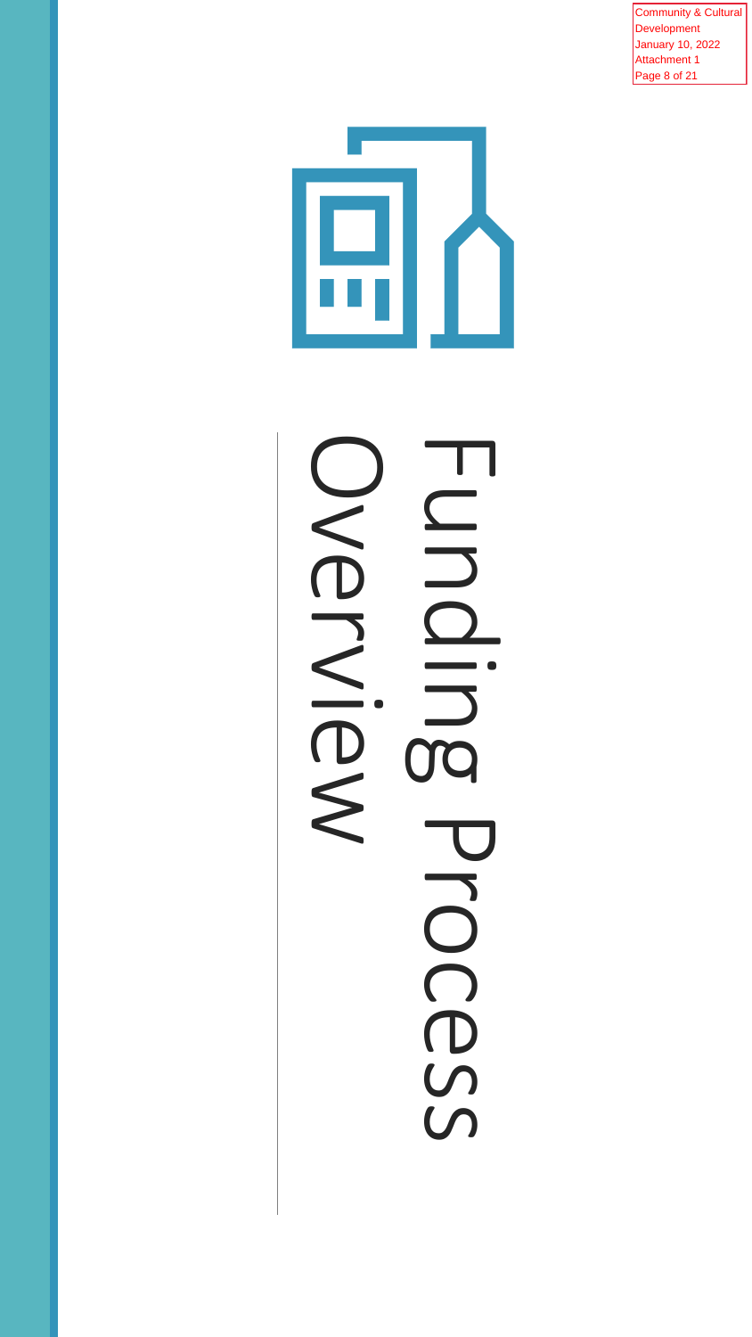# Funding Process Overview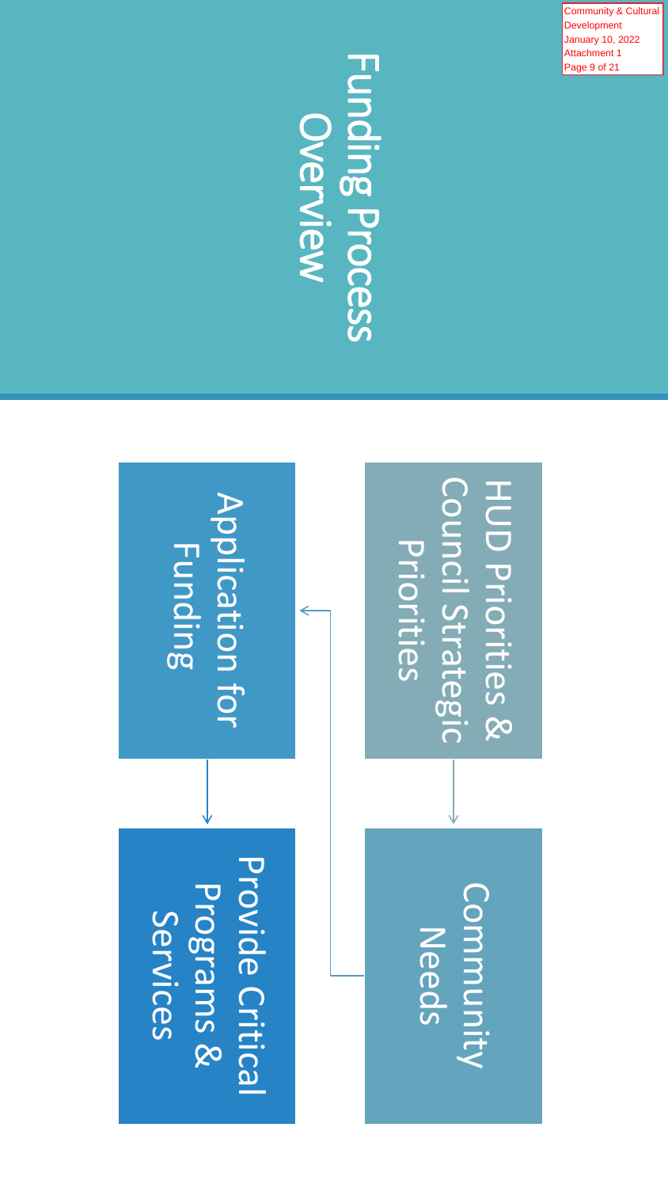# Funding Process Overview

HUD Priorities & Council Strategic Priorities

Community Needs

Application for Funding

Provide Critical Programs & Services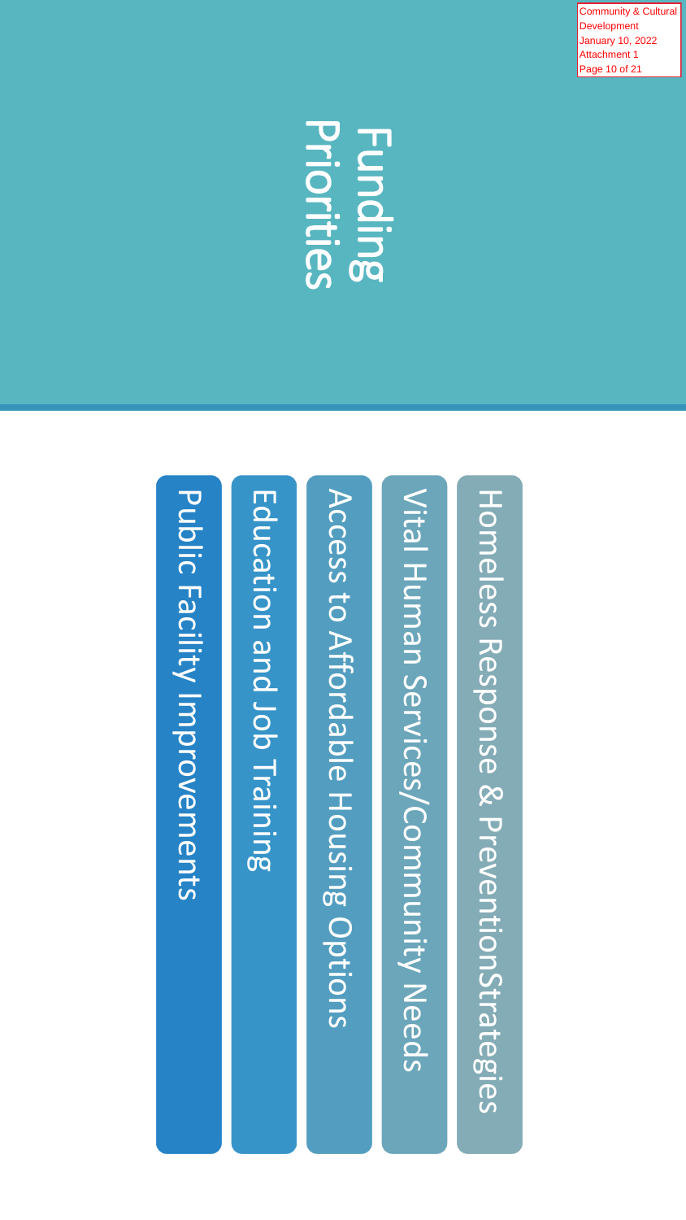# Funding Priorities

- Homeless Response & PreventionStrategies
- Vital Human Services/Community Needs
- Access to Affordable Housing Options
- Education and Job Training
- Public Facility Improvements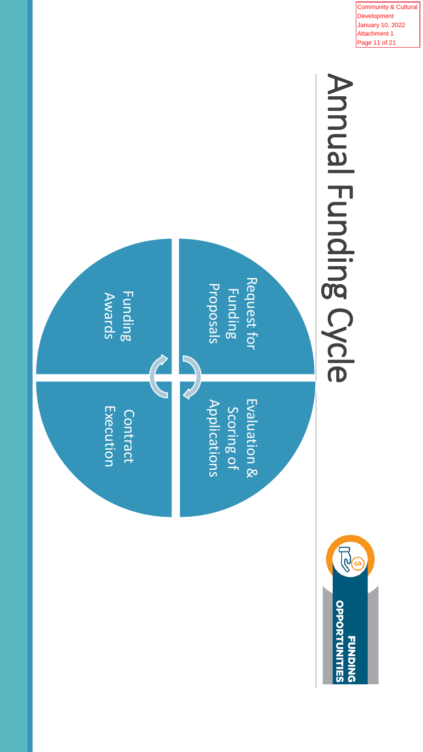# Annual Funding Cycle

- Request for Funding Proposals
- Evaluation & Scoring of Applications
- Contract Execution
- Funding Awards

FUNDING OPPORTUNITIES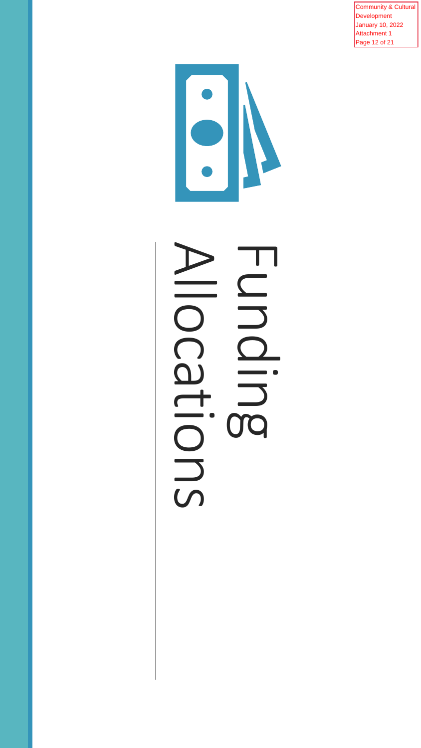# Funding Allocations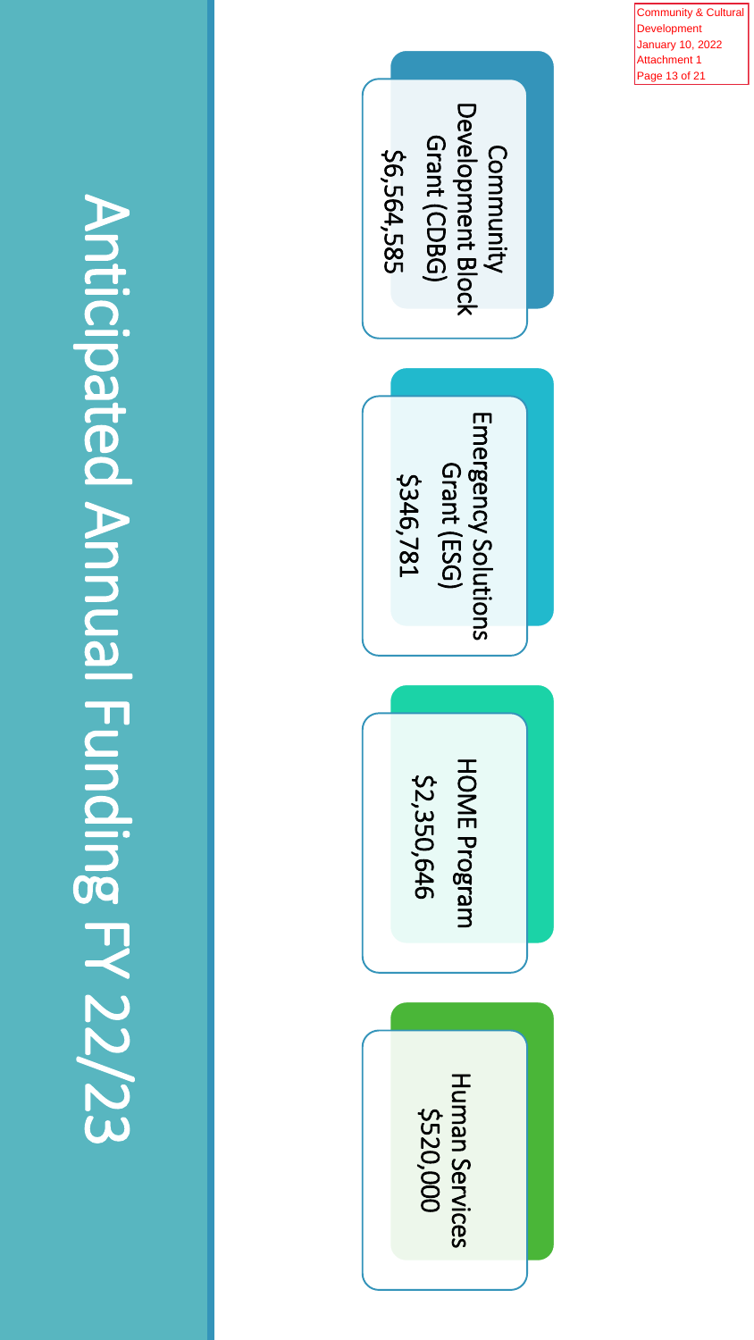# Anticipated Annual Funding FY 22/23

**Community Development Block Grant (CDBG)**
$6,564,585

**Emergency Solutions Grant (ESG)**
$346,781

**HOME Program**
$2,350,646

**Human Services**
$520,000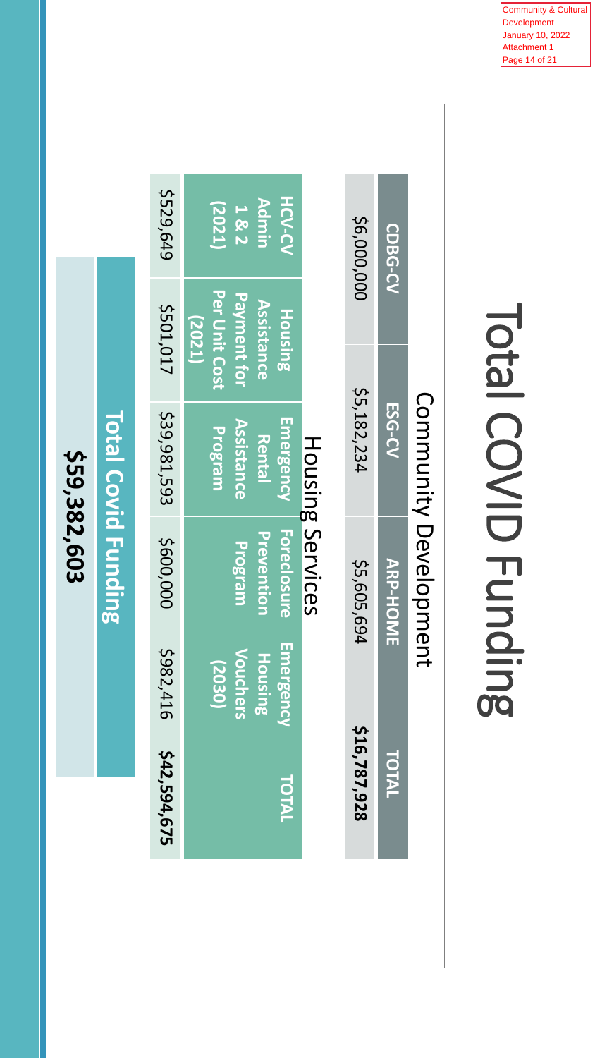# Total COVID Funding

## Community Development

| CDBG-CV | ESG-CV | ARP-HOME | TOTAL |
|---|---|---|---|
| $6,000,000 | $5,182,234 | $5,605,694 | **$16,787,928** |

## Housing Services

| HCV-CV Admin 1 & 2 (2021) | Housing Assistance Payment for Per Unit Cost (2021) | Emergency Rental Assistance Program | Foreclosure Prevention Program | Emergency Housing Vouchers (2030) | TOTAL |
|---|---|---|---|---|---|
| $529,649 | $501,017 | $39,981,593 | $600,000 | $982,416 | **$42,594,675** |

## Total Covid Funding

**$59,382,603**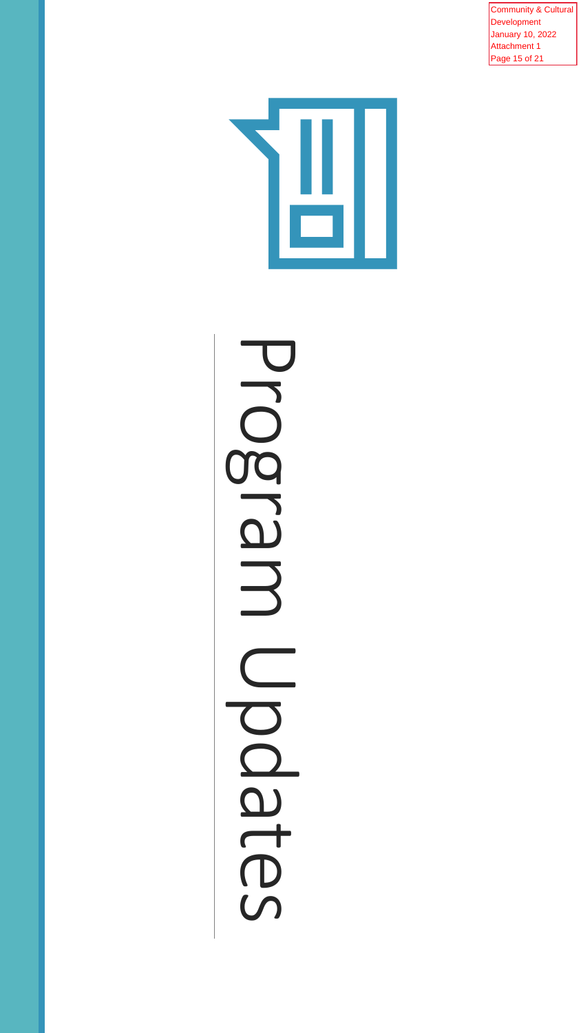# Program Updates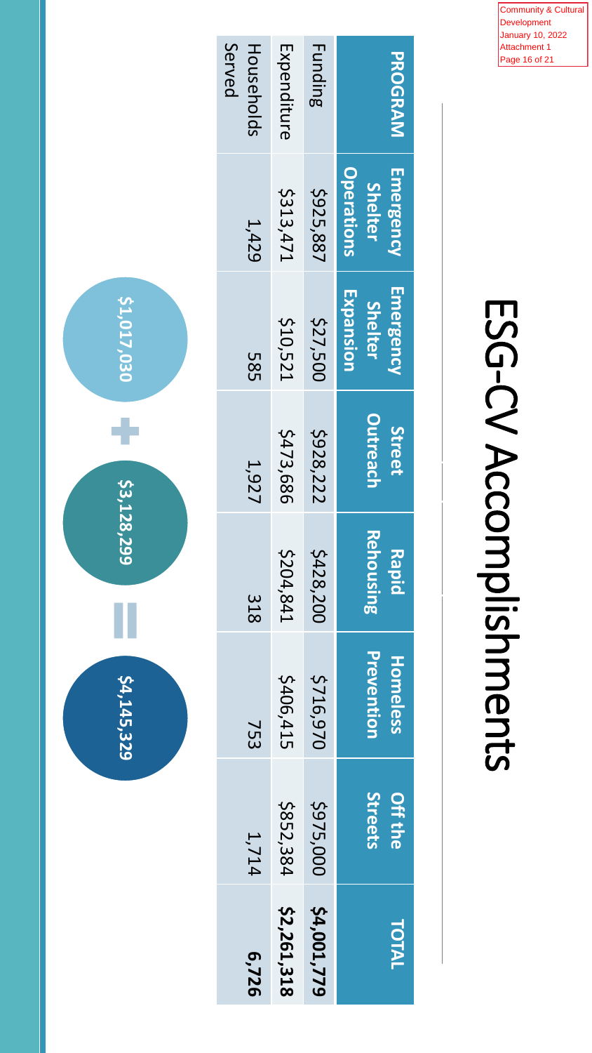Community & Cultural Development
January 10, 2022
Attachment 1

# ESG-CV Accomplishments

| PROGRAM | Emergency Shelter Operations | Emergency Shelter Expansion | Street Outreach | Rapid Rehousing | Homeless Prevention | Off the Streets | TOTAL |
|---|---|---|---|---|---|---|---|
| Funding | $925,887 | $27,500 | $928,222 | $428,200 | $716,970 | $975,000 | **$4,001,779** |
| Expenditure | $313,471 | $10,521 | $473,686 | $204,841 | $406,415 | $852,384 | **$2,261,318** |
| Households Served | 1,429 | 585 | 1,927 | 318 | 753 | 1,714 | **6,726** |

$1,017,030 + $3,128,299 = $4,145,329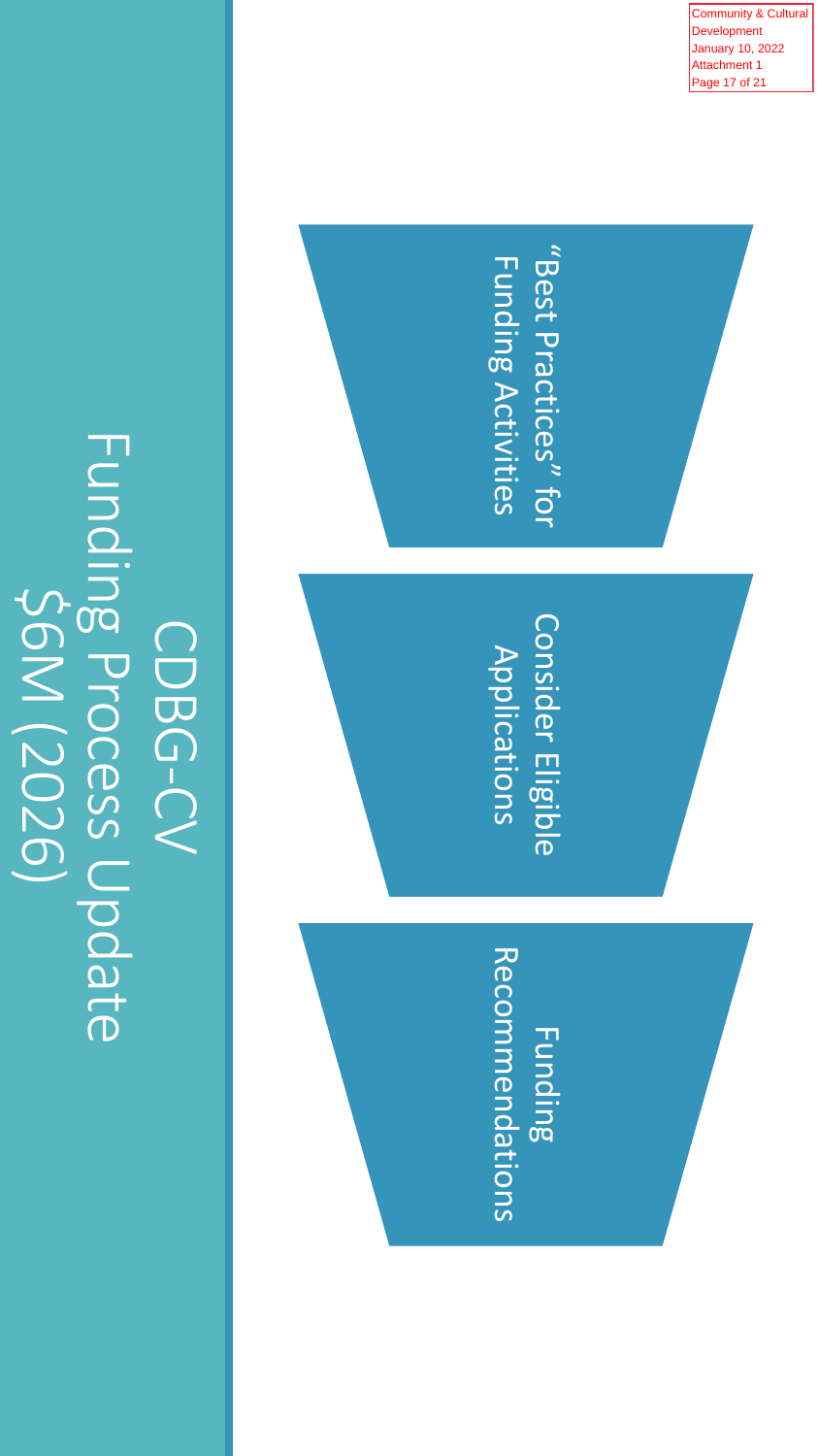# CDBG-CV Funding Process Update $6M (2026)

- "Best Practices" for Funding Activities
- Consider Eligible Applications
- Funding Recommendations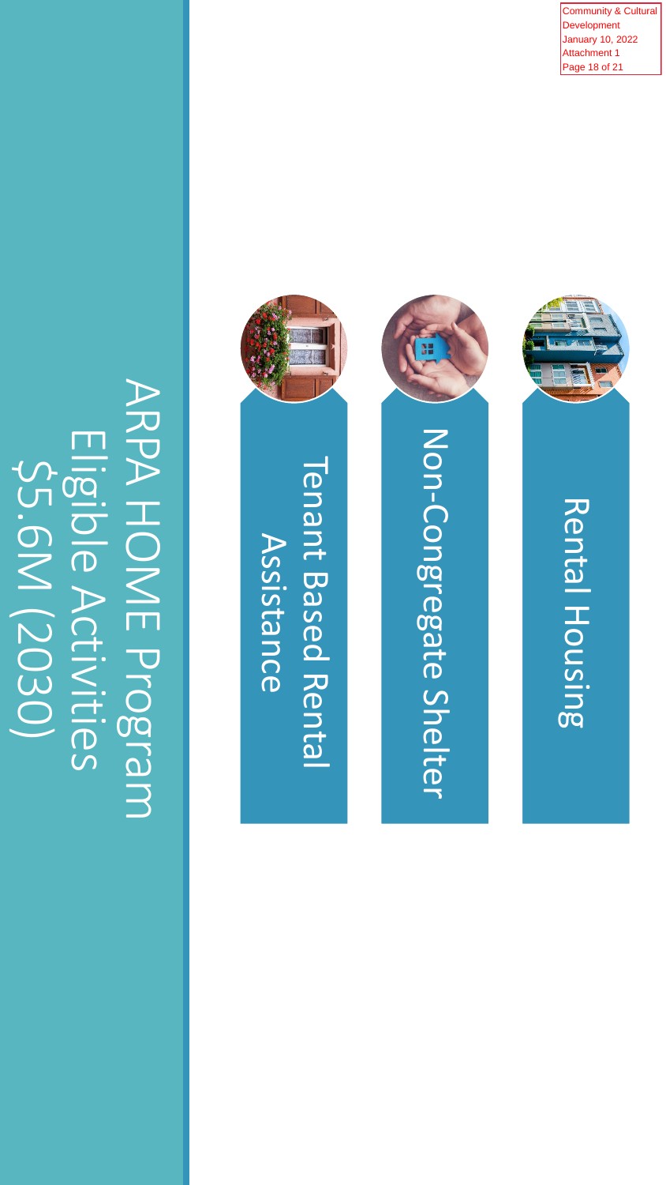# ARPA HOME Program Eligible Activities $5.6M (2030)

- Rental Housing
- Non-Congregate Shelter
- Tenant Based Rental Assistance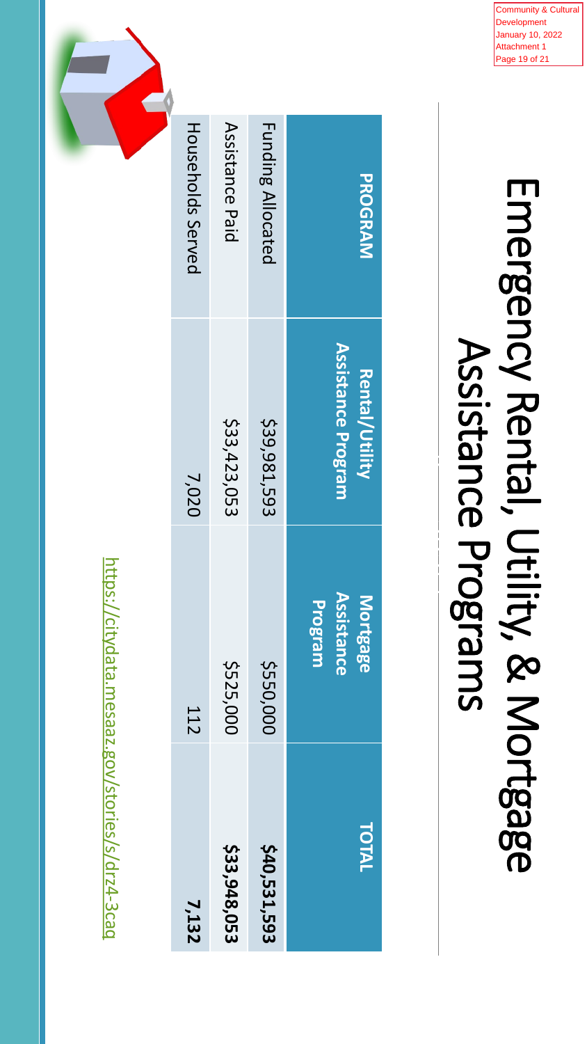# Emergency Rental, Utility, & Mortgage Assistance Programs

| PROGRAM | Rental/Utility Assistance Program | Mortgage Assistance Program | TOTAL |
|---|---|---|---|
| Funding Allocated | $39,981,593 | $550,000 | **$40,531,593** |
| Assistance Paid | $33,423,053 | $525,000 | **$33,948,053** |
| Households Served | 7,020 | 112 | **7,132** |

https://citydata.mesaaz.gov/stories/s/drz4-3caq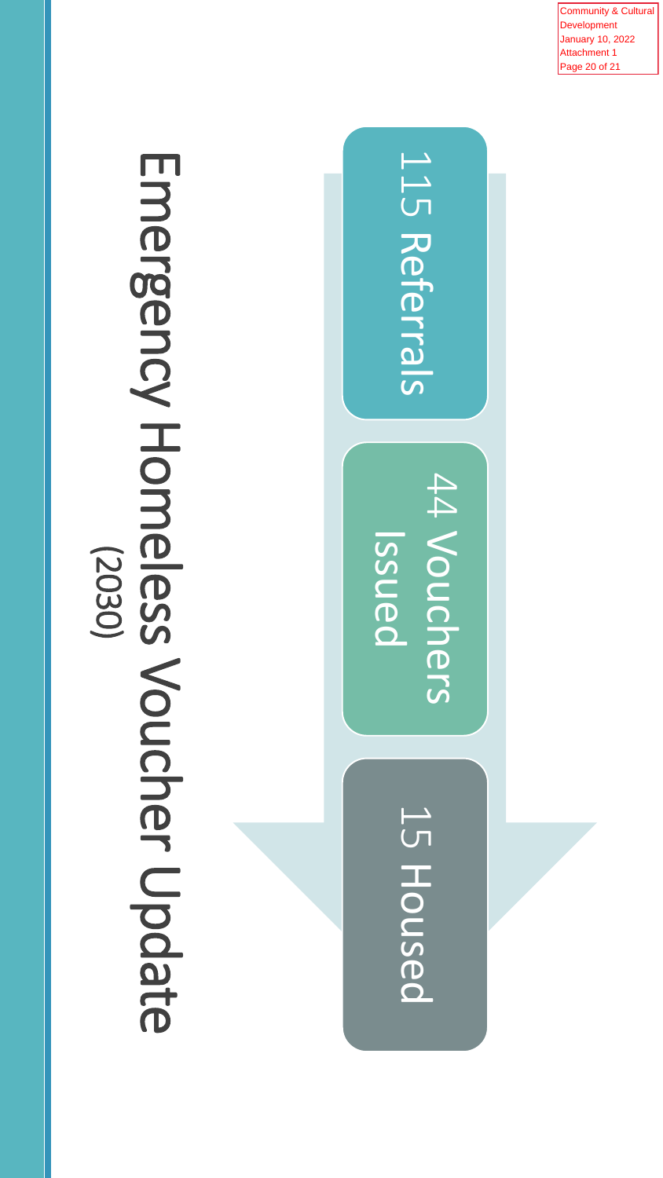# Emergency Homeless Voucher Update

(2030)

115 Referrals

44 Vouchers Issued

15 Housed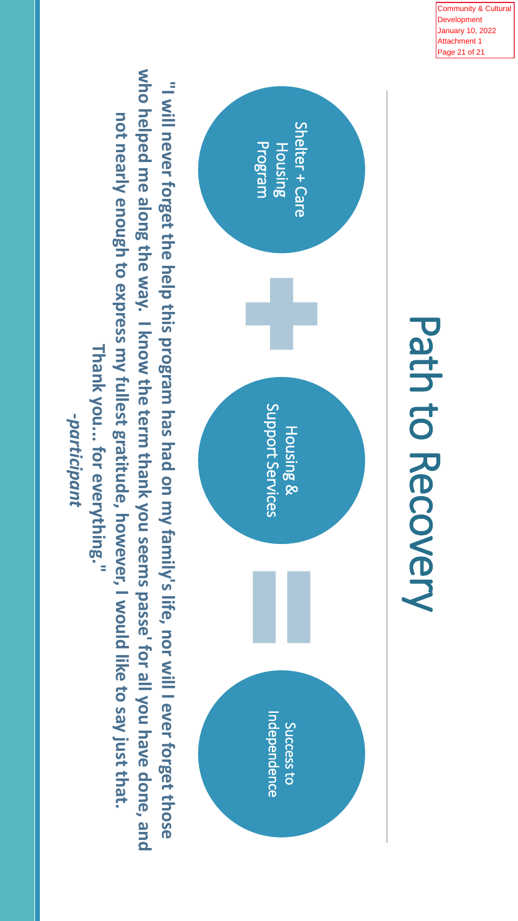# Path to Recovery

Shelter + Care Housing Program

+

Housing & Support Services

=

Success to Independence

**"I will never forget the help this program has had on my family's life, nor will I ever forget those who helped me along the way. I know the term thank you seems passe' for all you have done, and not nearly enough to express my fullest gratitude, however, I would like to say just that. Thank you… for everything."**

***-participant***